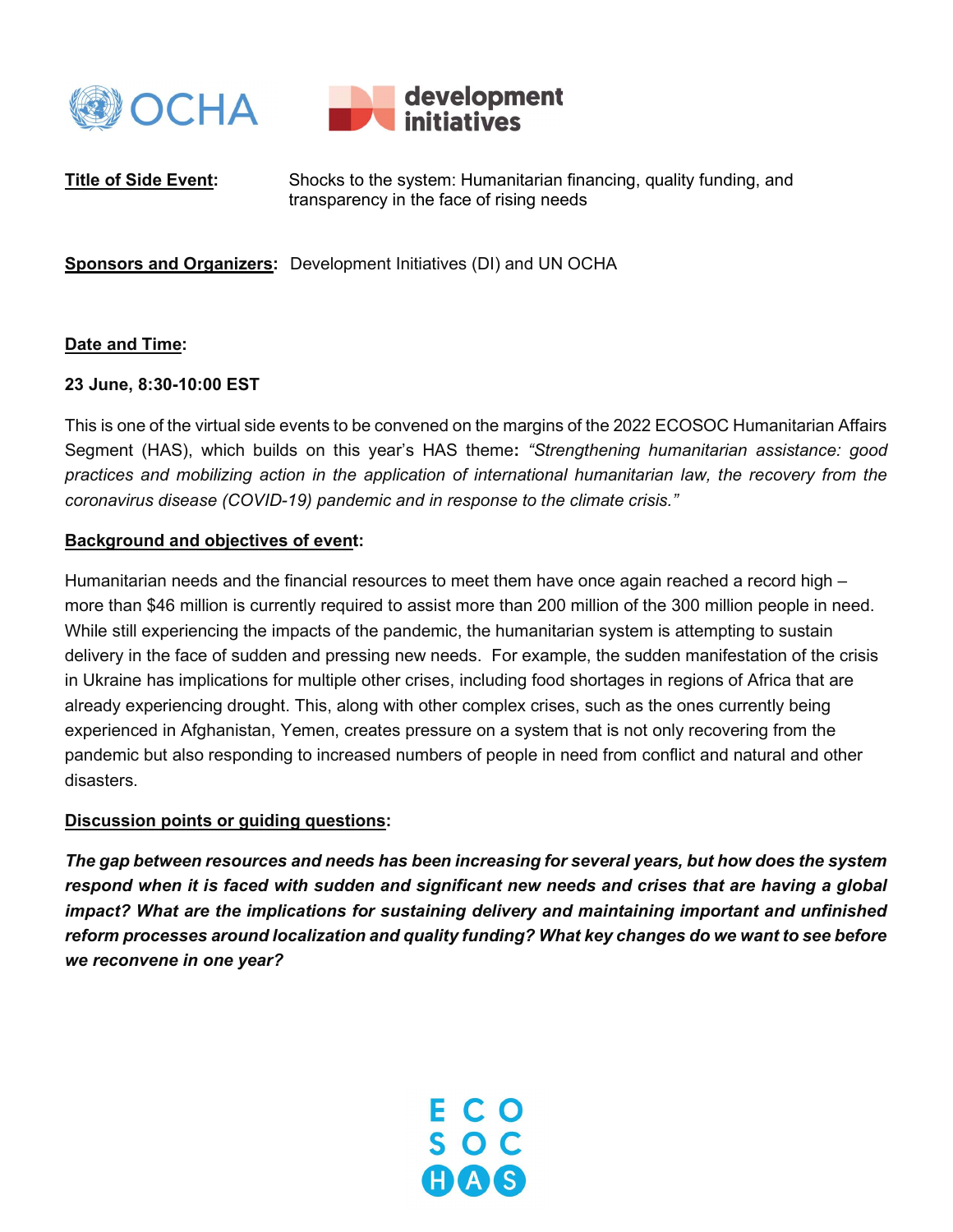**Title of Side Event:** Shocks to the system: Humanitarian financing, quality funding, and transparency in the face of rising needs

**Sponsors and Organizers:** Development Initiatives (DI) and UN OCHA

**Date and Time:**

**23 June, 8:30-10:00 EST**

This is one of the virtual side events to be convened on the margins of the 2022 ECOSOC Humanitarian Affairs Segment (HAS), which builds on this year's HAS theme**:** *"Strengthening humanitarian assistance: good practices and mobilizing action in the application of international humanitarian law, the recovery from the coronavirus disease (COVID-19) pandemic and in response to the climate crisis."*

**Background and objectives of event:**

Humanitarian needs and the financial resources to meet them have once again reached a record high – more than $46 million is currently required to assist more than 200 million of the 300 million people in need. While still experiencing the impacts of the pandemic, the humanitarian system is attempting to sustain delivery in the face of sudden and pressing new needs. For example, the sudden manifestation of the crisis in Ukraine has implications for multiple other crises, including food shortages in regions of Africa that are already experiencing drought. This, along with other complex crises, such as the ones currently being experienced in Afghanistan, Yemen, creates pressure on a system that is not only recovering from the pandemic but also responding to increased numbers of people in need from conflict and natural and other disasters.

**Discussion points or guiding questions:**

***The gap between resources and needs has been increasing for several years, but how does the system respond when it is faced with sudden and significant new needs and crises that are having a global impact? What are the implications for sustaining delivery and maintaining important and unfinished reform processes around localization and quality funding? What key changes do we want to see before we reconvene in one year?***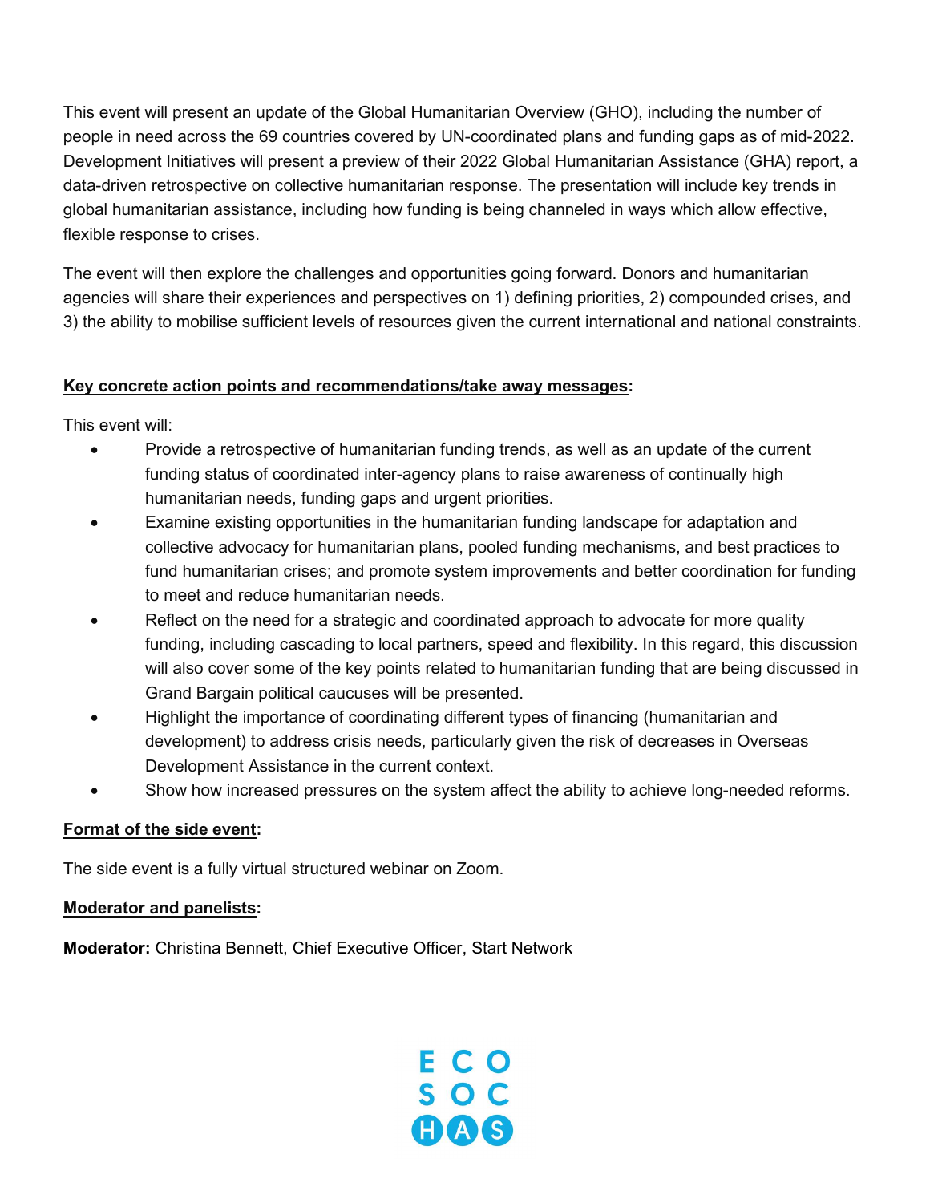This event will present an update of the Global Humanitarian Overview (GHO), including the number of people in need across the 69 countries covered by UN-coordinated plans and funding gaps as of mid-2022. Development Initiatives will present a preview of their 2022 Global Humanitarian Assistance (GHA) report, a data-driven retrospective on collective humanitarian response. The presentation will include key trends in global humanitarian assistance, including how funding is being channeled in ways which allow effective, flexible response to crises.

The event will then explore the challenges and opportunities going forward. Donors and humanitarian agencies will share their experiences and perspectives on 1) defining priorities, 2) compounded crises, and 3) the ability to mobilise sufficient levels of resources given the current international and national constraints.

**Key concrete action points and recommendations/take away messages:**

This event will:

- Provide a retrospective of humanitarian funding trends, as well as an update of the current funding status of coordinated inter-agency plans to raise awareness of continually high humanitarian needs, funding gaps and urgent priorities.
- Examine existing opportunities in the humanitarian funding landscape for adaptation and collective advocacy for humanitarian plans, pooled funding mechanisms, and best practices to fund humanitarian crises; and promote system improvements and better coordination for funding to meet and reduce humanitarian needs.
- Reflect on the need for a strategic and coordinated approach to advocate for more quality funding, including cascading to local partners, speed and flexibility. In this regard, this discussion will also cover some of the key points related to humanitarian funding that are being discussed in Grand Bargain political caucuses will be presented.
- Highlight the importance of coordinating different types of financing (humanitarian and development) to address crisis needs, particularly given the risk of decreases in Overseas Development Assistance in the current context.
- Show how increased pressures on the system affect the ability to achieve long-needed reforms.

**Format of the side event:**

The side event is a fully virtual structured webinar on Zoom.

**Moderator and panelists:**

**Moderator:** Christina Bennett, Chief Executive Officer, Start Network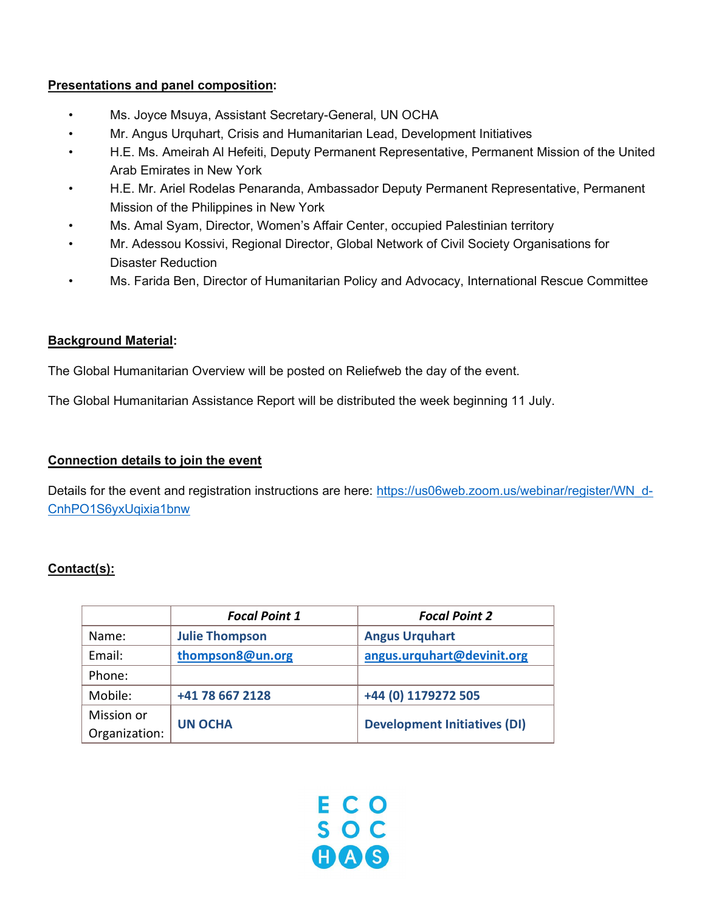**Presentations and panel composition**:

- Ms. Joyce Msuya, Assistant Secretary-General, UN OCHA
- Mr. Angus Urquhart, Crisis and Humanitarian Lead, Development Initiatives
- H.E. Ms. Ameirah Al Hefeiti, Deputy Permanent Representative, Permanent Mission of the United Arab Emirates in New York
- H.E. Mr. Ariel Rodelas Penaranda, Ambassador Deputy Permanent Representative, Permanent Mission of the Philippines in New York
- Ms. Amal Syam, Director, Women's Affair Center, occupied Palestinian territory
- Mr. Adessou Kossivi, Regional Director, Global Network of Civil Society Organisations for Disaster Reduction
- Ms. Farida Ben, Director of Humanitarian Policy and Advocacy, International Rescue Committee

**Background Material**:

The Global Humanitarian Overview will be posted on Reliefweb the day of the event.

The Global Humanitarian Assistance Report will be distributed the week beginning 11 July.

**Connection details to join the event**

Details for the event and registration instructions are here: https://us06web.zoom.us/webinar/register/WN_d-CnhPO1S6yxUqixia1bnw

**Contact(s):**

| | *Focal Point 1* | *Focal Point 2* |
|---|---|---|
| Name: | **Julie Thompson** | **Angus Urquhart** |
| Email: | **thompson8@un.org** | **angus.urquhart@devinit.org** |
| Phone: | | |
| Mobile: | **+41 78 667 2128** | **+44 (0) 1179272 505** |
| Mission or Organization: | **UN OCHA** | **Development Initiatives (DI)** |

ECO SOC HAS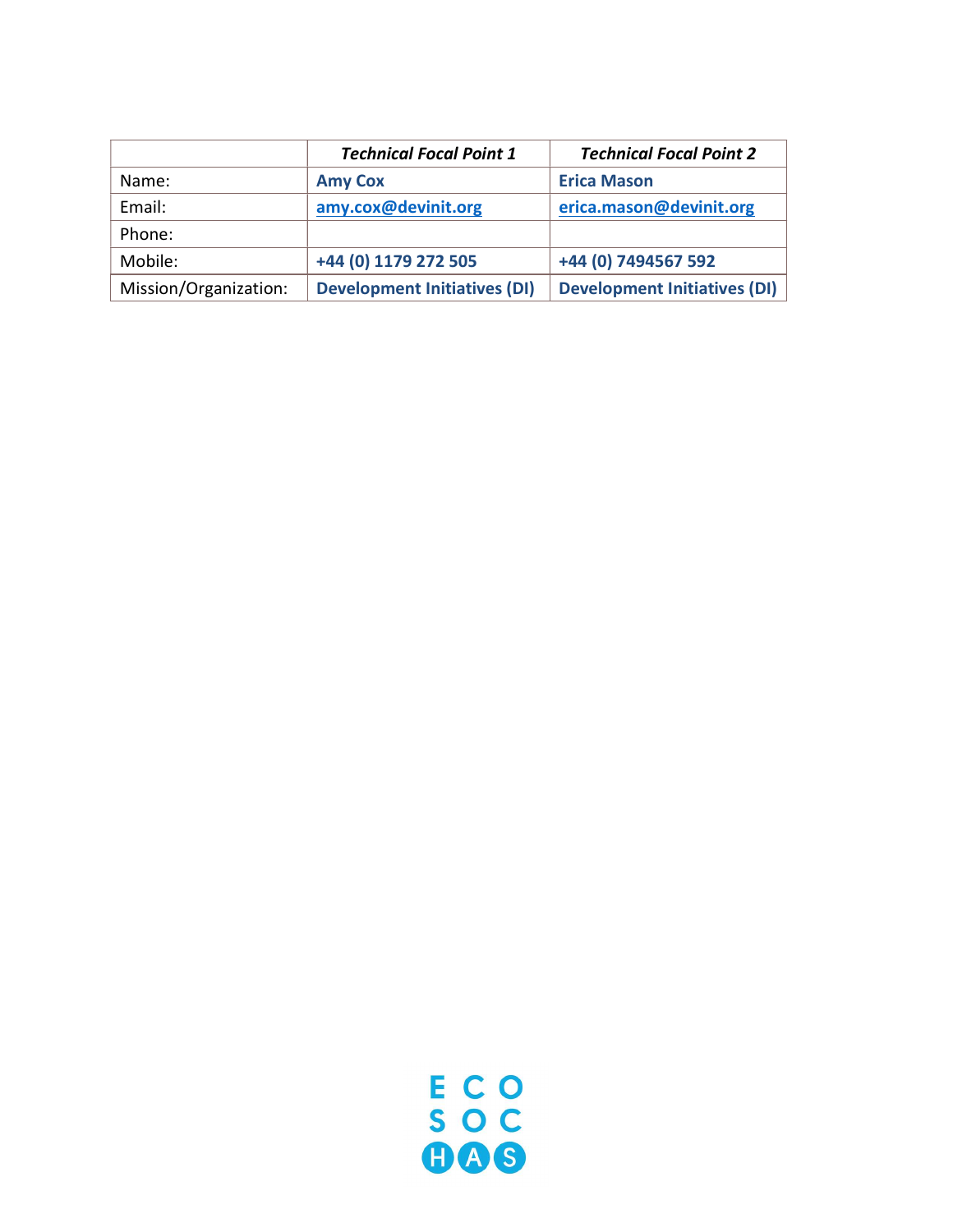| | *Technical Focal Point 1* | *Technical Focal Point 2* |
|---|---|---|
| Name: | **Amy Cox** | **Erica Mason** |
| Email: | **amy.cox@devinit.org** | **erica.mason@devinit.org** |
| Phone: | | |
| Mobile: | **+44 (0) 1179 272 505** | **+44 (0) 7494567 592** |
| Mission/Organization: | **Development Initiatives (DI)** | **Development Initiatives (DI)** |

ECO
SOC
HAS